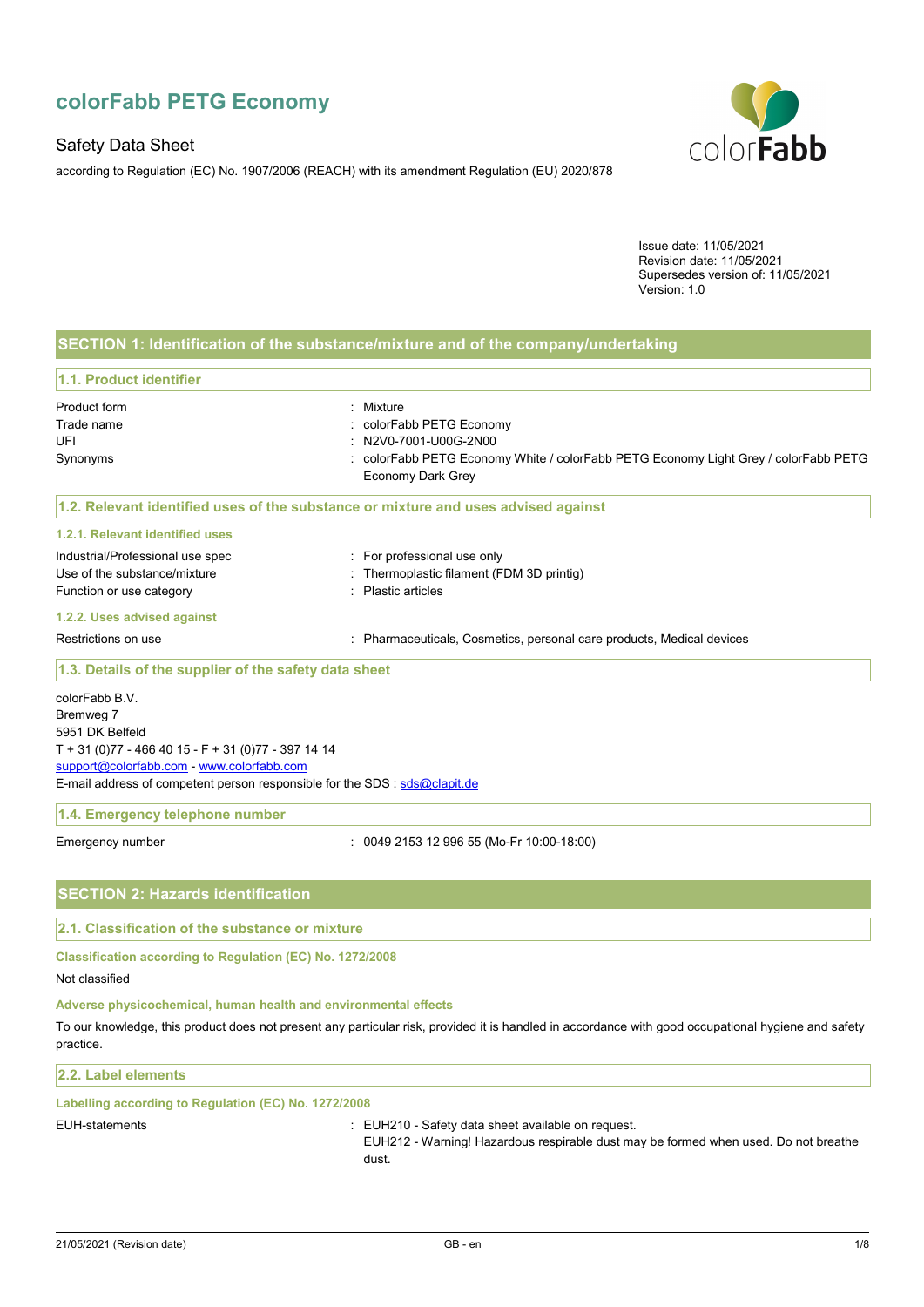# colorFabb PETG Economy

Safety Data Sheet

according to Regulation (EC) No. 1907/2006 (REACH) with its amendment Regulation (EU) 2020/878

Issue date: 11/05/2021
Revision date: 11/05/2021
Supersedes version of: 11/05/2021
Version: 1.0

## SECTION 1: Identification of the substance/mixture and of the company/undertaking

### 1.1. Product identifier

| | |
|---|---|
| Product form | : Mixture |
| Trade name | : colorFabb PETG Economy |
| UFI | : N2V0-7001-U00G-2N00 |
| Synonyms | : colorFabb PETG Economy White / colorFabb PETG Economy Light Grey / colorFabb PETG Economy Dark Grey |

### 1.2. Relevant identified uses of the substance or mixture and uses advised against

#### 1.2.1. Relevant identified uses

| | |
|---|---|
| Industrial/Professional use spec | : For professional use only |
| Use of the substance/mixture | : Thermoplastic filament (FDM 3D printig) |
| Function or use category | : Plastic articles |

#### 1.2.2. Uses advised against

| | |
|---|---|
| Restrictions on use | : Pharmaceuticals, Cosmetics, personal care products, Medical devices |

### 1.3. Details of the supplier of the safety data sheet

colorFabb B.V.
Bremweg 7
5951 DK Belfeld
T + 31 (0)77 - 466 40 15 - F + 31 (0)77 - 397 14 14
support@colorfabb.com - www.colorfabb.com
E-mail address of competent person responsible for the SDS : sds@clapit.de

### 1.4. Emergency telephone number

| | |
|---|---|
| Emergency number | : 0049 2153 12 996 55 (Mo-Fr 10:00-18:00) |

## SECTION 2: Hazards identification

### 2.1. Classification of the substance or mixture

#### Classification according to Regulation (EC) No. 1272/2008

Not classified

#### Adverse physicochemical, human health and environmental effects

To our knowledge, this product does not present any particular risk, provided it is handled in accordance with good occupational hygiene and safety practice.

### 2.2. Label elements

#### Labelling according to Regulation (EC) No. 1272/2008

| | |
|---|---|
| EUH-statements | : EUH210 - Safety data sheet available on request. EUH212 - Warning! Hazardous respirable dust may be formed when used. Do not breathe dust. |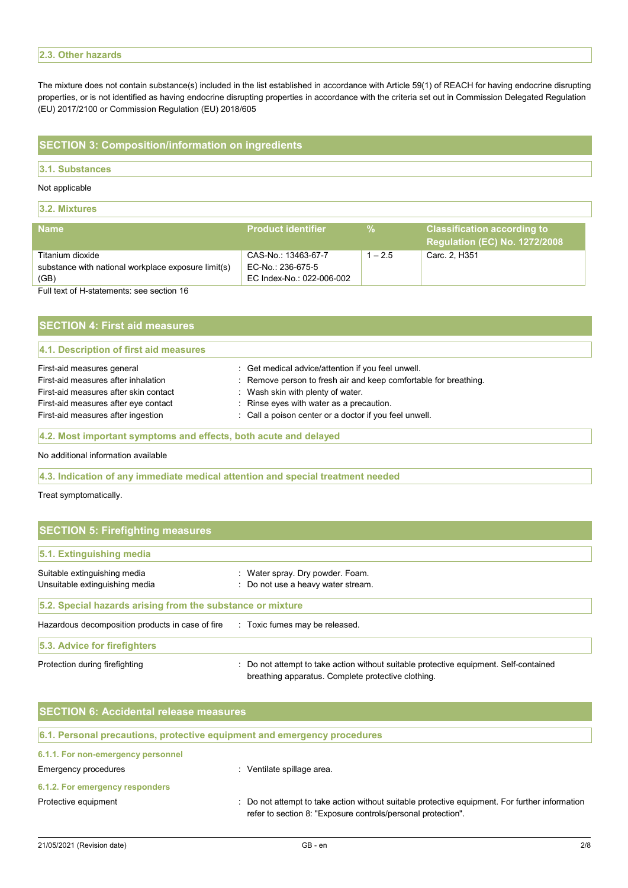### 2.3. Other hazards

The mixture does not contain substance(s) included in the list established in accordance with Article 59(1) of REACH for having endocrine disrupting properties, or is not identified as having endocrine disrupting properties in accordance with the criteria set out in Commission Delegated Regulation (EU) 2017/2100 or Commission Regulation (EU) 2018/605

## SECTION 3: Composition/information on ingredients

### 3.1. Substances

Not applicable

### 3.2. Mixtures

| Name | Product identifier | % | Classification according to Regulation (EC) No. 1272/2008 |
|---|---|---|---|
| Titanium dioxide<br>substance with national workplace exposure limit(s) (GB) | CAS-No.: 13463-67-7<br>EC-No.: 236-675-5<br>EC Index-No.: 022-006-002 | 1 – 2.5 | Carc. 2, H351 |

Full text of H-statements: see section 16

## SECTION 4: First aid measures

### 4.1. Description of first aid measures

First-aid measures general : Get medical advice/attention if you feel unwell.

First-aid measures after inhalation : Remove person to fresh air and keep comfortable for breathing.

First-aid measures after skin contact : Wash skin with plenty of water.

First-aid measures after eye contact : Rinse eyes with water as a precaution.

First-aid measures after ingestion : Call a poison center or a doctor if you feel unwell.

### 4.2. Most important symptoms and effects, both acute and delayed

No additional information available

### 4.3. Indication of any immediate medical attention and special treatment needed

Treat symptomatically.

## SECTION 5: Firefighting measures

### 5.1. Extinguishing media

Suitable extinguishing media : Water spray. Dry powder. Foam.

Unsuitable extinguishing media : Do not use a heavy water stream.

### 5.2. Special hazards arising from the substance or mixture

Hazardous decomposition products in case of fire : Toxic fumes may be released.

### 5.3. Advice for firefighters

Protection during firefighting : Do not attempt to take action without suitable protective equipment. Self-contained breathing apparatus. Complete protective clothing.

## SECTION 6: Accidental release measures

### 6.1. Personal precautions, protective equipment and emergency procedures

#### 6.1.1. For non-emergency personnel

Emergency procedures : Ventilate spillage area.

#### 6.1.2. For emergency responders

Protective equipment : Do not attempt to take action without suitable protective equipment. For further information refer to section 8: "Exposure controls/personal protection".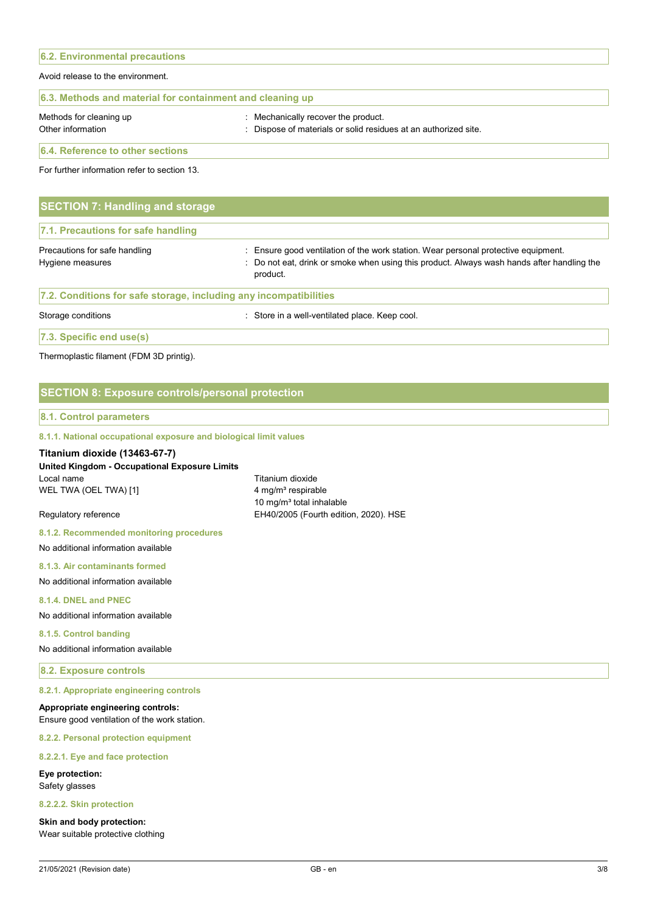### 6.2. Environmental precautions

Avoid release to the environment.

### 6.3. Methods and material for containment and cleaning up

| | |
|---|---|
| Methods for cleaning up | : Mechanically recover the product. |
| Other information | : Dispose of materials or solid residues at an authorized site. |

### 6.4. Reference to other sections

For further information refer to section 13.

## SECTION 7: Handling and storage

### 7.1. Precautions for safe handling

| | |
|---|---|
| Precautions for safe handling | : Ensure good ventilation of the work station. Wear personal protective equipment. |
| Hygiene measures | : Do not eat, drink or smoke when using this product. Always wash hands after handling the product. |

### 7.2. Conditions for safe storage, including any incompatibilities

| | |
|---|---|
| Storage conditions | : Store in a well-ventilated place. Keep cool. |

### 7.3. Specific end use(s)

Thermoplastic filament (FDM 3D printig).

## SECTION 8: Exposure controls/personal protection

### 8.1. Control parameters

#### 8.1.1. National occupational exposure and biological limit values

**Titanium dioxide (13463-67-7)**

| **United Kingdom - Occupational Exposure Limits** | |
|---|---|
| Local name | Titanium dioxide |
| WEL TWA (OEL TWA) [1] | 4 mg/m³ respirable<br>10 mg/m³ total inhalable |
| Regulatory reference | EH40/2005 (Fourth edition, 2020). HSE |

#### 8.1.2. Recommended monitoring procedures

No additional information available

#### 8.1.3. Air contaminants formed

No additional information available

#### 8.1.4. DNEL and PNEC

No additional information available

#### 8.1.5. Control banding

No additional information available

### 8.2. Exposure controls

#### 8.2.1. Appropriate engineering controls

**Appropriate engineering controls:**
Ensure good ventilation of the work station.

#### 8.2.2. Personal protection equipment

##### 8.2.2.1. Eye and face protection

**Eye protection:**
Safety glasses

##### 8.2.2.2. Skin protection

**Skin and body protection:**
Wear suitable protective clothing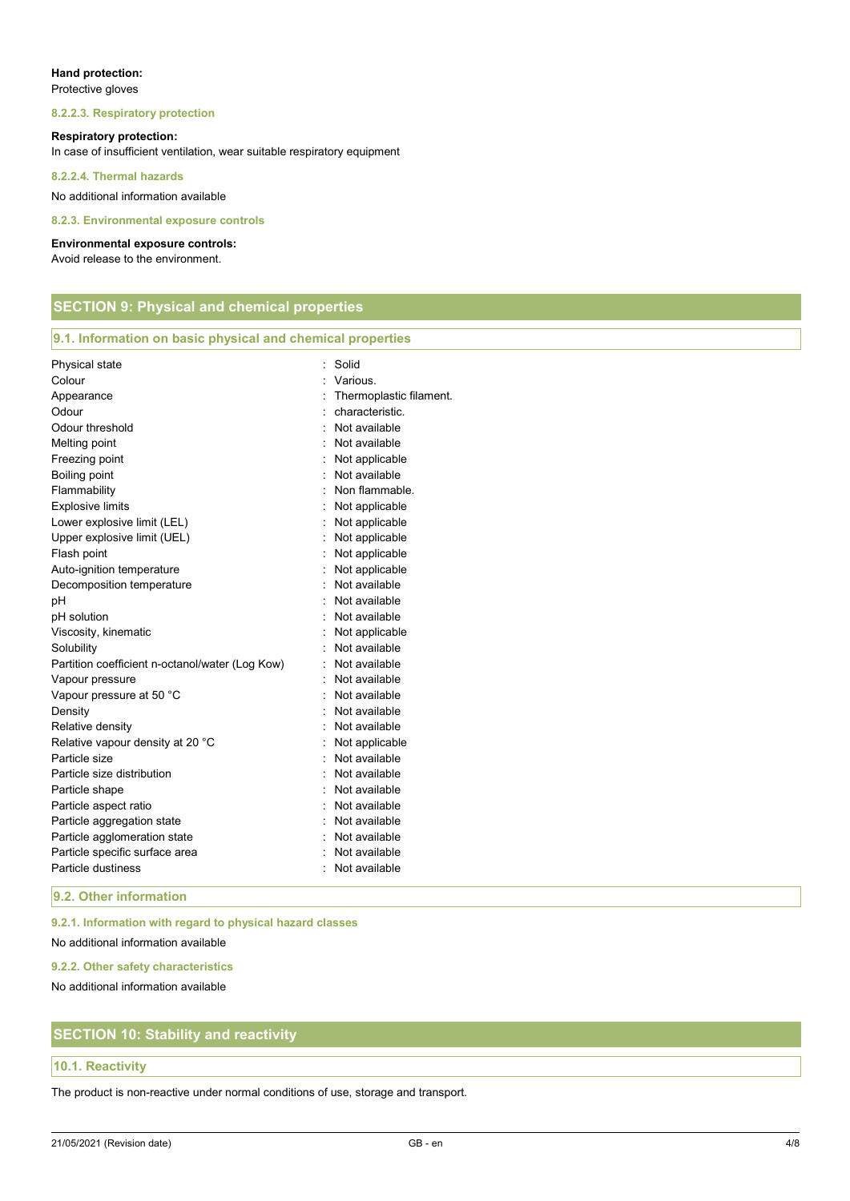**Hand protection:**
Protective gloves

#### 8.2.2.3. Respiratory protection

**Respiratory protection:**
In case of insufficient ventilation, wear suitable respiratory equipment

#### 8.2.2.4. Thermal hazards

No additional information available

#### 8.2.3. Environmental exposure controls

**Environmental exposure controls:**
Avoid release to the environment.

## SECTION 9: Physical and chemical properties

### 9.1. Information on basic physical and chemical properties

| | |
|---|---|
| Physical state | : Solid |
| Colour | : Various. |
| Appearance | : Thermoplastic filament. |
| Odour | : characteristic. |
| Odour threshold | : Not available |
| Melting point | : Not available |
| Freezing point | : Not applicable |
| Boiling point | : Not available |
| Flammability | : Non flammable. |
| Explosive limits | : Not applicable |
| Lower explosive limit (LEL) | : Not applicable |
| Upper explosive limit (UEL) | : Not applicable |
| Flash point | : Not applicable |
| Auto-ignition temperature | : Not applicable |
| Decomposition temperature | : Not available |
| pH | : Not available |
| pH solution | : Not available |
| Viscosity, kinematic | : Not applicable |
| Solubility | : Not available |
| Partition coefficient n-octanol/water (Log Kow) | : Not available |
| Vapour pressure | : Not available |
| Vapour pressure at 50 °C | : Not available |
| Density | : Not available |
| Relative density | : Not available |
| Relative vapour density at 20 °C | : Not applicable |
| Particle size | : Not available |
| Particle size distribution | : Not available |
| Particle shape | : Not available |
| Particle aspect ratio | : Not available |
| Particle aggregation state | : Not available |
| Particle agglomeration state | : Not available |
| Particle specific surface area | : Not available |
| Particle dustiness | : Not available |

### 9.2. Other information

#### 9.2.1. Information with regard to physical hazard classes

No additional information available

#### 9.2.2. Other safety characteristics

No additional information available

## SECTION 10: Stability and reactivity

### 10.1. Reactivity

The product is non-reactive under normal conditions of use, storage and transport.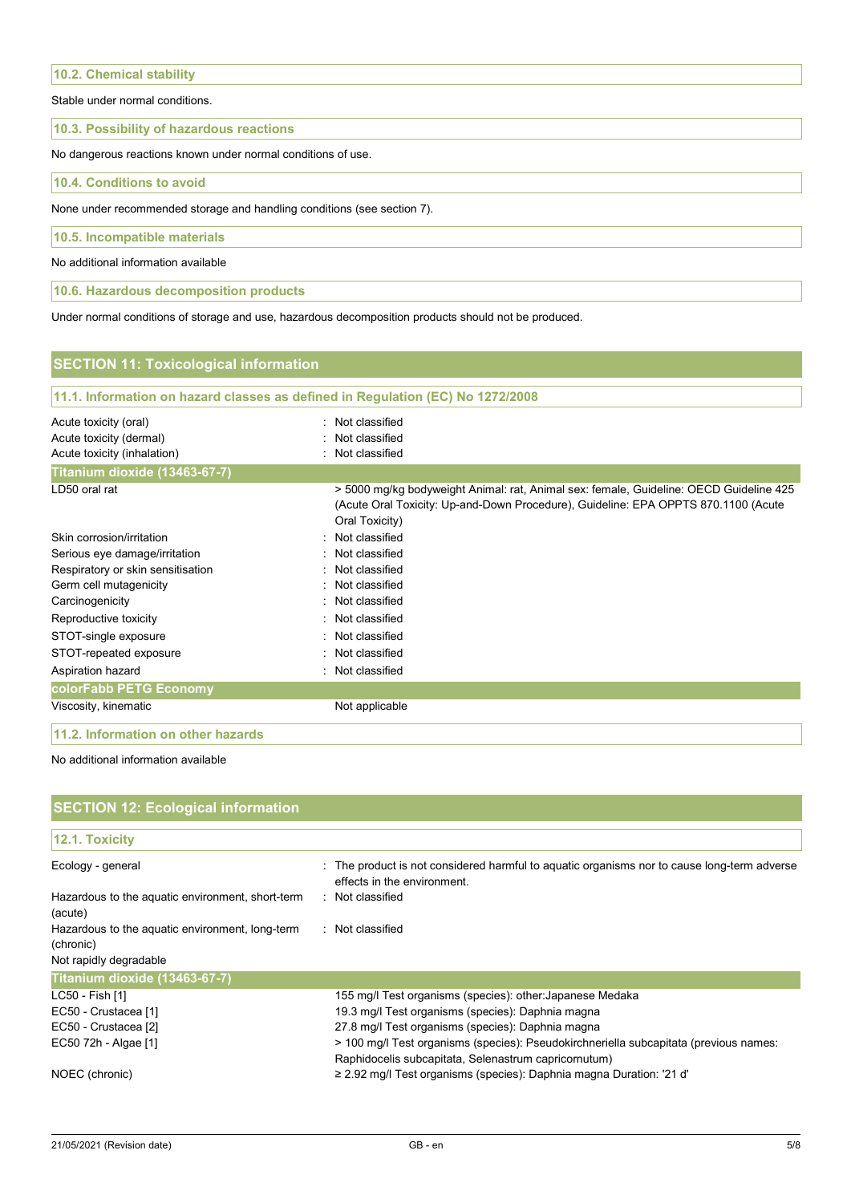### 10.2. Chemical stability

Stable under normal conditions.

### 10.3. Possibility of hazardous reactions

No dangerous reactions known under normal conditions of use.

### 10.4. Conditions to avoid

None under recommended storage and handling conditions (see section 7).

### 10.5. Incompatible materials

No additional information available

### 10.6. Hazardous decomposition products

Under normal conditions of storage and use, hazardous decomposition products should not be produced.

## SECTION 11: Toxicological information

### 11.1. Information on hazard classes as defined in Regulation (EC) No 1272/2008

| | |
|---|---|
| Acute toxicity (oral) | : Not classified |
| Acute toxicity (dermal) | : Not classified |
| Acute toxicity (inhalation) | : Not classified |
| **Titanium dioxide (13463-67-7)** | |
| LD50 oral rat | > 5000 mg/kg bodyweight Animal: rat, Animal sex: female, Guideline: OECD Guideline 425 (Acute Oral Toxicity: Up-and-Down Procedure), Guideline: EPA OPPTS 870.1100 (Acute Oral Toxicity) |
| Skin corrosion/irritation | : Not classified |
| Serious eye damage/irritation | : Not classified |
| Respiratory or skin sensitisation | : Not classified |
| Germ cell mutagenicity | : Not classified |
| Carcinogenicity | : Not classified |
| Reproductive toxicity | : Not classified |
| STOT-single exposure | : Not classified |
| STOT-repeated exposure | : Not classified |
| Aspiration hazard | : Not classified |
| **colorFabb PETG Economy** | |
| Viscosity, kinematic | Not applicable |

### 11.2. Information on other hazards

No additional information available

## SECTION 12: Ecological information

### 12.1. Toxicity

| | |
|---|---|
| Ecology - general | : The product is not considered harmful to aquatic organisms nor to cause long-term adverse effects in the environment. |
| Hazardous to the aquatic environment, short-term (acute) | : Not classified |
| Hazardous to the aquatic environment, long-term (chronic) | : Not classified |
| Not rapidly degradable | |
| **Titanium dioxide (13463-67-7)** | |
| LC50 - Fish [1] | 155 mg/l Test organisms (species): other:Japanese Medaka |
| EC50 - Crustacea [1] | 19.3 mg/l Test organisms (species): Daphnia magna |
| EC50 - Crustacea [2] | 27.8 mg/l Test organisms (species): Daphnia magna |
| EC50 72h - Algae [1] | > 100 mg/l Test organisms (species): Pseudokirchneriella subcapitata (previous names: Raphidocelis subcapitata, Selenastrum capricornutum) |
| NOEC (chronic) | ≥ 2.92 mg/l Test organisms (species): Daphnia magna Duration: '21 d' |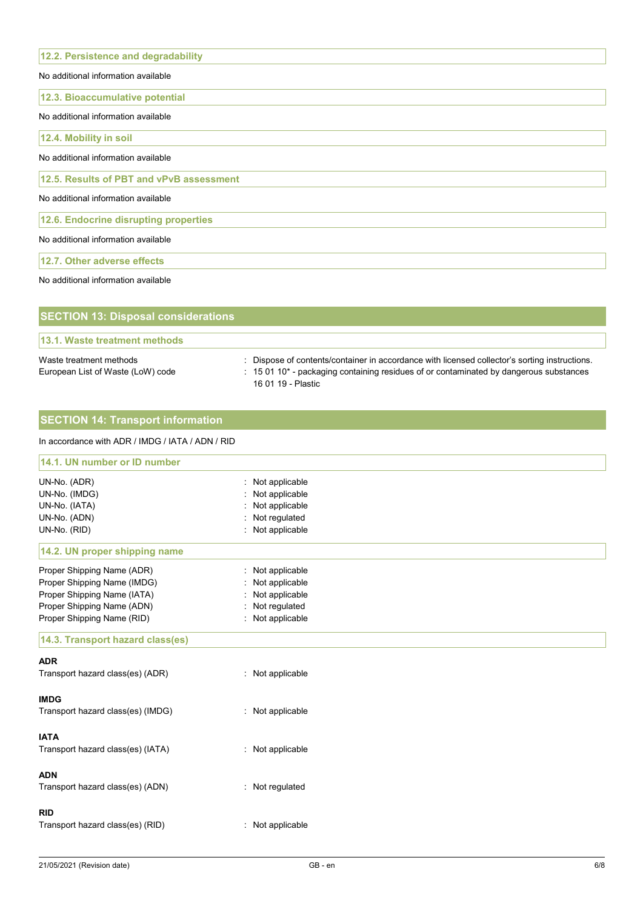### 12.2. Persistence and degradability

No additional information available

### 12.3. Bioaccumulative potential

No additional information available

### 12.4. Mobility in soil

No additional information available

### 12.5. Results of PBT and vPvB assessment

No additional information available

### 12.6. Endocrine disrupting properties

No additional information available

### 12.7. Other adverse effects

No additional information available

## SECTION 13: Disposal considerations

### 13.1. Waste treatment methods

Waste treatment methods : Dispose of contents/container in accordance with licensed collector's sorting instructions.

European List of Waste (LoW) code : 15 01 10* - packaging containing residues of or contaminated by dangerous substances
16 01 19 - Plastic

## SECTION 14: Transport information

In accordance with ADR / IMDG / IATA / ADN / RID

### 14.1. UN number or ID number

UN-No. (ADR) : Not applicable
UN-No. (IMDG) : Not applicable
UN-No. (IATA) : Not applicable
UN-No. (ADN) : Not regulated
UN-No. (RID) : Not applicable

### 14.2. UN proper shipping name

Proper Shipping Name (ADR) : Not applicable
Proper Shipping Name (IMDG) : Not applicable
Proper Shipping Name (IATA) : Not applicable
Proper Shipping Name (ADN) : Not regulated
Proper Shipping Name (RID) : Not applicable

### 14.3. Transport hazard class(es)

**ADR**
Transport hazard class(es) (ADR) : Not applicable

**IMDG**
Transport hazard class(es) (IMDG) : Not applicable

**IATA**
Transport hazard class(es) (IATA) : Not applicable

**ADN**
Transport hazard class(es) (ADN) : Not regulated

**RID**
Transport hazard class(es) (RID) : Not applicable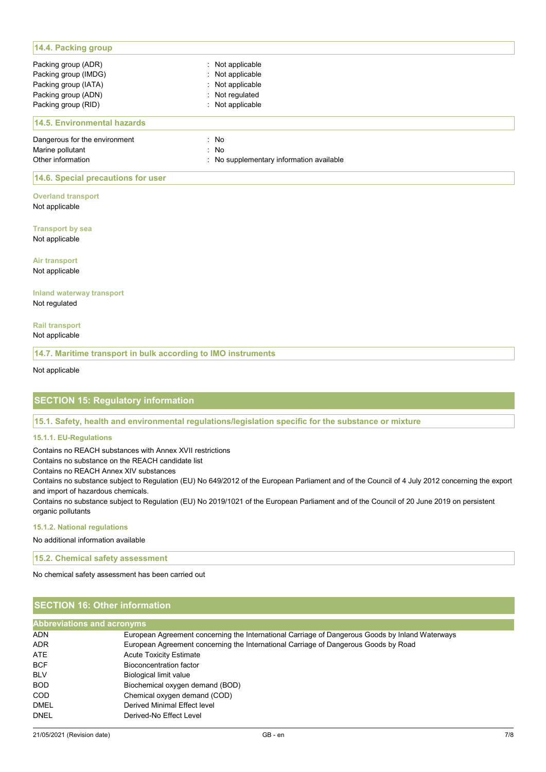### 14.4. Packing group

| | |
|---|---|
| Packing group (ADR) | : Not applicable |
| Packing group (IMDG) | : Not applicable |
| Packing group (IATA) | : Not applicable |
| Packing group (ADN) | : Not regulated |
| Packing group (RID) | : Not applicable |

### 14.5. Environmental hazards

| | |
|---|---|
| Dangerous for the environment | : No |
| Marine pollutant | : No |
| Other information | : No supplementary information available |

### 14.6. Special precautions for user

**Overland transport**

Not applicable

**Transport by sea**

Not applicable

**Air transport**

Not applicable

**Inland waterway transport**

Not regulated

**Rail transport**

Not applicable

### 14.7. Maritime transport in bulk according to IMO instruments

Not applicable

## SECTION 15: Regulatory information

### 15.1. Safety, health and environmental regulations/legislation specific for the substance or mixture

#### 15.1.1. EU-Regulations

Contains no REACH substances with Annex XVII restrictions

Contains no substance on the REACH candidate list

Contains no REACH Annex XIV substances

Contains no substance subject to Regulation (EU) No 649/2012 of the European Parliament and of the Council of 4 July 2012 concerning the export and import of hazardous chemicals.

Contains no substance subject to Regulation (EU) No 2019/1021 of the European Parliament and of the Council of 20 June 2019 on persistent organic pollutants

#### 15.1.2. National regulations

No additional information available

### 15.2. Chemical safety assessment

No chemical safety assessment has been carried out

## SECTION 16: Other information

| Abbreviations and acronyms | |
|---|---|
| ADN | European Agreement concerning the International Carriage of Dangerous Goods by Inland Waterways |
| ADR | European Agreement concerning the International Carriage of Dangerous Goods by Road |
| ATE | Acute Toxicity Estimate |
| BCF | Bioconcentration factor |
| BLV | Biological limit value |
| BOD | Biochemical oxygen demand (BOD) |
| COD | Chemical oxygen demand (COD) |
| DMEL | Derived Minimal Effect level |
| DNEL | Derived-No Effect Level |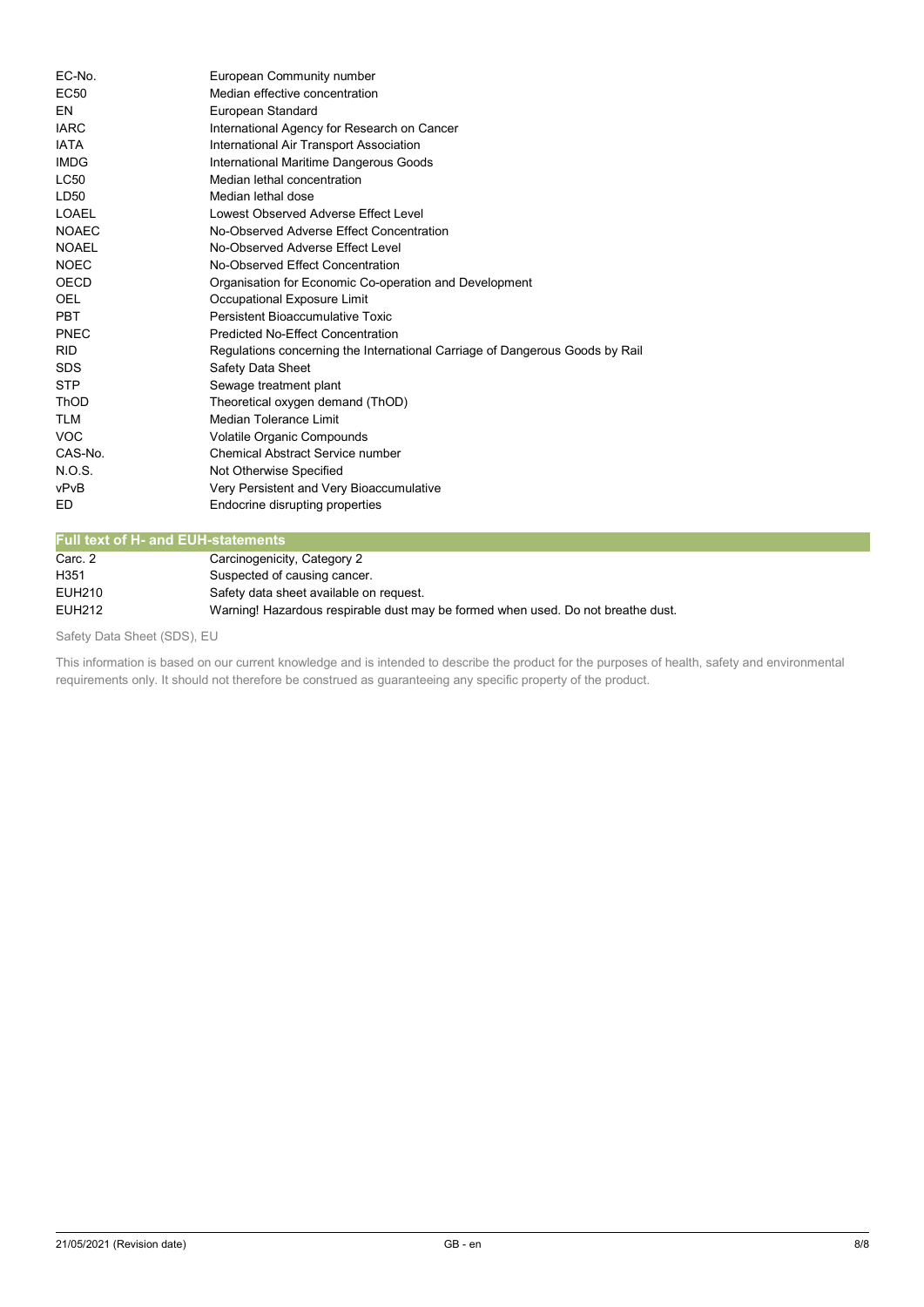| | |
|---|---|
| EC-No. | European Community number |
| EC50 | Median effective concentration |
| EN | European Standard |
| IARC | International Agency for Research on Cancer |
| IATA | International Air Transport Association |
| IMDG | International Maritime Dangerous Goods |
| LC50 | Median lethal concentration |
| LD50 | Median lethal dose |
| LOAEL | Lowest Observed Adverse Effect Level |
| NOAEC | No-Observed Adverse Effect Concentration |
| NOAEL | No-Observed Adverse Effect Level |
| NOEC | No-Observed Effect Concentration |
| OECD | Organisation for Economic Co-operation and Development |
| OEL | Occupational Exposure Limit |
| PBT | Persistent Bioaccumulative Toxic |
| PNEC | Predicted No-Effect Concentration |
| RID | Regulations concerning the International Carriage of Dangerous Goods by Rail |
| SDS | Safety Data Sheet |
| STP | Sewage treatment plant |
| ThOD | Theoretical oxygen demand (ThOD) |
| TLM | Median Tolerance Limit |
| VOC | Volatile Organic Compounds |
| CAS-No. | Chemical Abstract Service number |
| N.O.S. | Not Otherwise Specified |
| vPvB | Very Persistent and Very Bioaccumulative |
| ED | Endocrine disrupting properties |

## Full text of H- and EUH-statements

| | |
|---|---|
| Carc. 2 | Carcinogenicity, Category 2 |
| H351 | Suspected of causing cancer. |
| EUH210 | Safety data sheet available on request. |
| EUH212 | Warning! Hazardous respirable dust may be formed when used. Do not breathe dust. |

Safety Data Sheet (SDS), EU

This information is based on our current knowledge and is intended to describe the product for the purposes of health, safety and environmental requirements only. It should not therefore be construed as guaranteeing any specific property of the product.

21/05/2021 (Revision date) GB - en